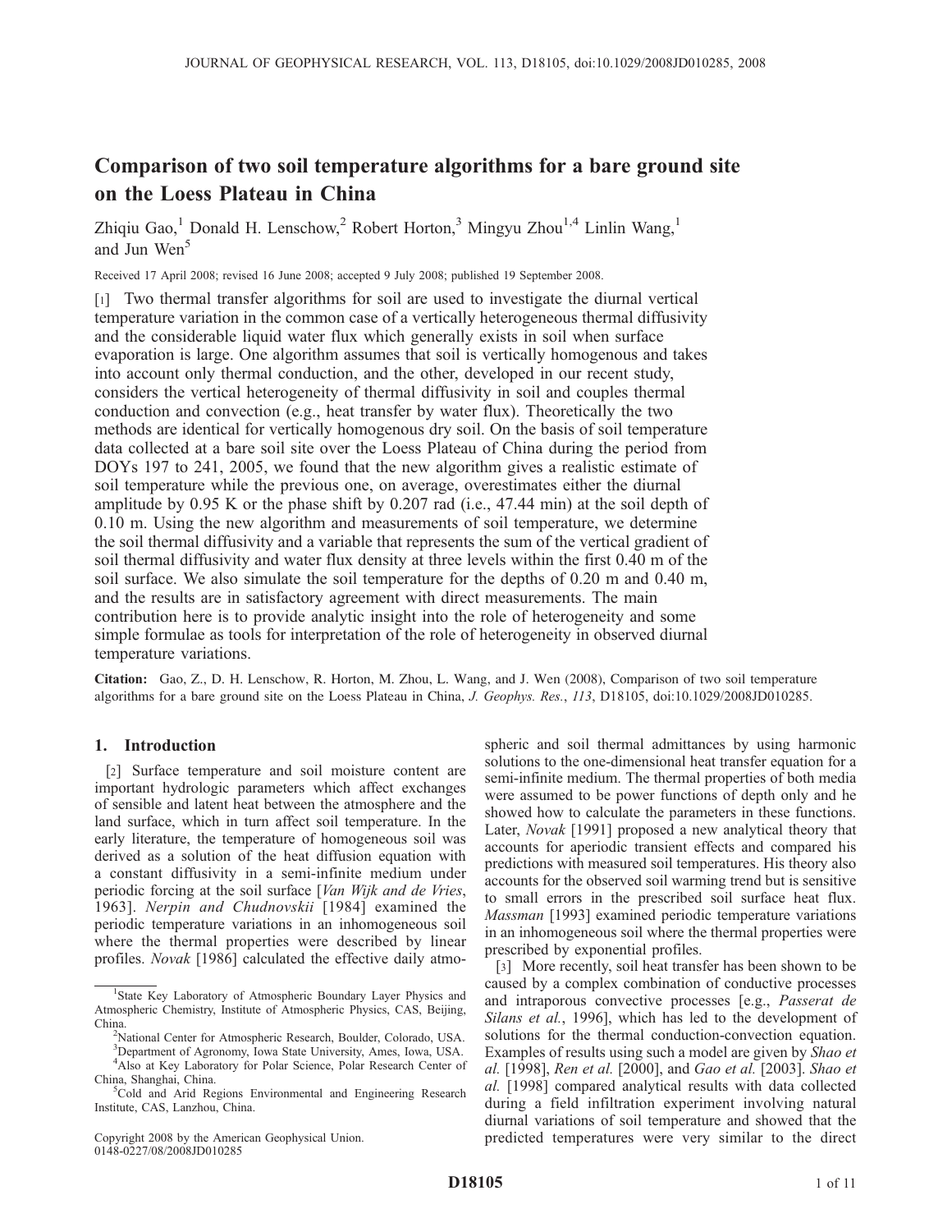# Comparison of two soil temperature algorithms for a bare ground site on the Loess Plateau in China

Zhiqiu Gao,[1] Donald H. Lenschow,[2] Robert Horton,[3] Mingyu Zhou[1,4] Linlin Wang,[1] and Jun Wen[5]

Received 17 April 2008; revised 16 June 2008; accepted 9 July 2008; published 19 September 2008.

[1] Two thermal transfer algorithms for soil are used to investigate the diurnal vertical temperature variation in the common case of a vertically heterogeneous thermal diffusivity and the considerable liquid water flux which generally exists in soil when surface evaporation is large. One algorithm assumes that soil is vertically homogenous and takes into account only thermal conduction, and the other, developed in our recent study, considers the vertical heterogeneity of thermal diffusivity in soil and couples thermal conduction and convection (e.g., heat transfer by water flux). Theoretically the two methods are identical for vertically homogenous dry soil. On the basis of soil temperature data collected at a bare soil site over the Loess Plateau of China during the period from DOYs 197 to 241, 2005, we found that the new algorithm gives a realistic estimate of soil temperature while the previous one, on average, overestimates either the diurnal amplitude by 0.95 K or the phase shift by 0.207 rad (i.e., 47.44 min) at the soil depth of 0.10 m. Using the new algorithm and measurements of soil temperature, we determine the soil thermal diffusivity and a variable that represents the sum of the vertical gradient of soil thermal diffusivity and water flux density at three levels within the first 0.40 m of the soil surface. We also simulate the soil temperature for the depths of 0.20 m and 0.40 m, and the results are in satisfactory agreement with direct measurements. The main contribution here is to provide analytic insight into the role of heterogeneity and some simple formulae as tools for interpretation of the role of heterogeneity in observed diurnal temperature variations.

**Citation:** Gao, Z., D. H. Lenschow, R. Horton, M. Zhou, L. Wang, and J. Wen (2008), Comparison of two soil temperature algorithms for a bare ground site on the Loess Plateau in China, *J. Geophys. Res.*, *113*, D18105, doi:10.1029/2008JD010285.

## 1. Introduction

[2] Surface temperature and soil moisture content are important hydrologic parameters which affect exchanges of sensible and latent heat between the atmosphere and the land surface, which in turn affect soil temperature. In the early literature, the temperature of homogeneous soil was derived as a solution of the heat diffusion equation with a constant diffusivity in a semi-infinite medium under periodic forcing at the soil surface [*Van Wijk and de Vries*, 1963]. *Nerpin and Chudnovskii* [1984] examined the periodic temperature variations in an inhomogeneous soil where the thermal properties were described by linear profiles. *Novak* [1986] calculated the effective daily atmospheric and soil thermal admittances by using harmonic solutions to the one-dimensional heat transfer equation for a semi-infinite medium. The thermal properties of both media were assumed to be power functions of depth only and he showed how to calculate the parameters in these functions. Later, *Novak* [1991] proposed a new analytical theory that accounts for aperiodic transient effects and compared his predictions with measured soil temperatures. His theory also accounts for the observed soil warming trend but is sensitive to small errors in the prescribed soil surface heat flux. *Massman* [1993] examined periodic temperature variations in an inhomogeneous soil where the thermal properties were prescribed by exponential profiles.

[3] More recently, soil heat transfer has been shown to be caused by a complex combination of conductive processes and intraporous convective processes [e.g., *Passerat de Silans et al.*, 1996], which has led to the development of solutions for the thermal conduction-convection equation. Examples of results using such a model are given by *Shao et al.* [1998], *Ren et al.* [2000], and *Gao et al.* [2003]. *Shao et al.* [1998] compared analytical results with data collected during a field infiltration experiment involving natural diurnal variations of soil temperature and showed that the predicted temperatures were very similar to the direct

---

[1] State Key Laboratory of Atmospheric Boundary Layer Physics and Atmospheric Chemistry, Institute of Atmospheric Physics, CAS, Beijing, China.

[2] National Center for Atmospheric Research, Boulder, Colorado, USA.

[3] Department of Agronomy, Iowa State University, Ames, Iowa, USA.

[4] Also at Key Laboratory for Polar Science, Polar Research Center of China, Shanghai, China.

[5] Cold and Arid Regions Environmental and Engineering Research Institute, CAS, Lanzhou, China.

Copyright 2008 by the American Geophysical Union.
0148-0227/08/2008JD010285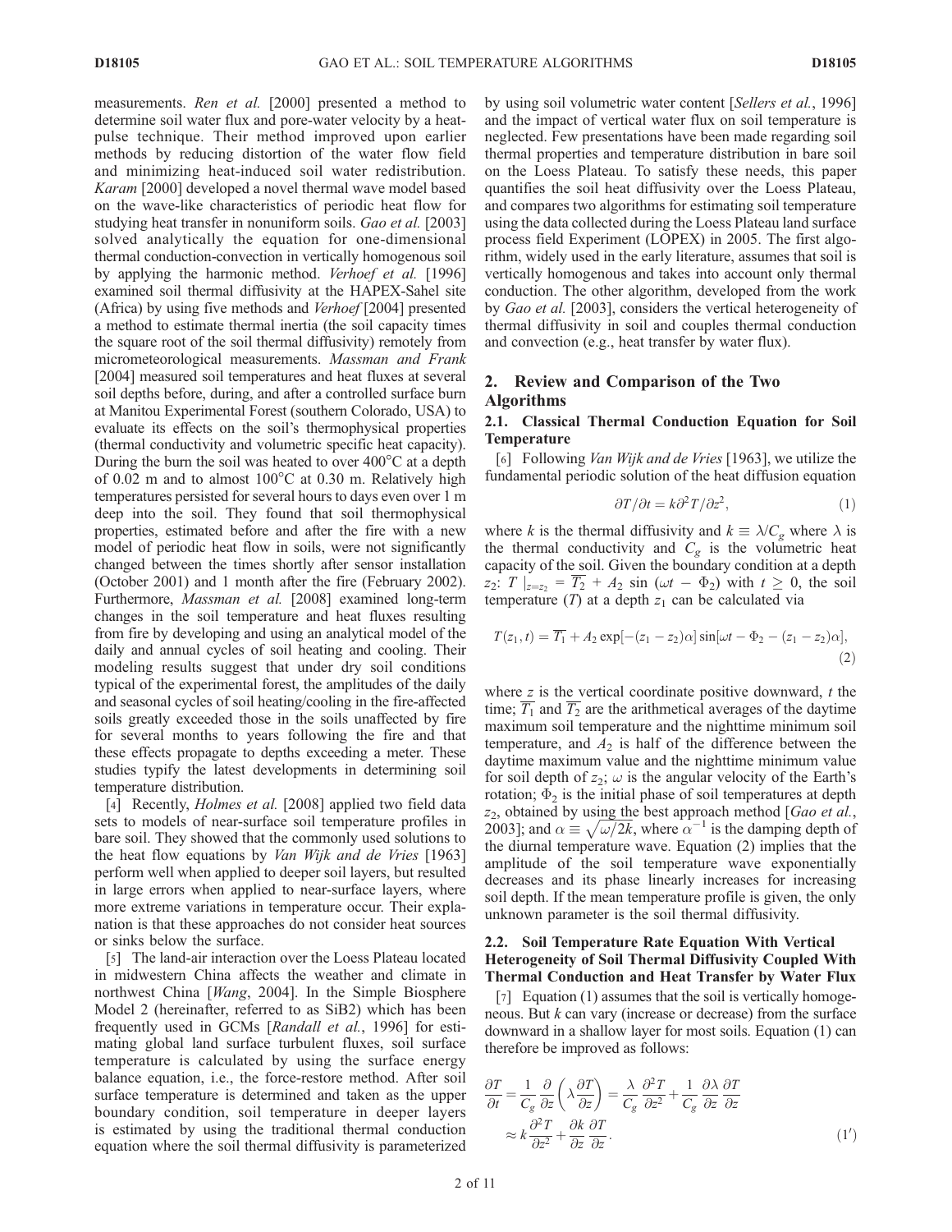measurements. *Ren et al.* [2000] presented a method to determine soil water flux and pore-water velocity by a heat-pulse technique. Their method improved upon earlier methods by reducing distortion of the water flow field and minimizing heat-induced soil water redistribution. *Karam* [2000] developed a novel thermal wave model based on the wave-like characteristics of periodic heat flow for studying heat transfer in nonuniform soils. *Gao et al.* [2003] solved analytically the equation for one-dimensional thermal conduction-convection in vertically homogenous soil by applying the harmonic method. *Verhoef et al.* [1996] examined soil thermal diffusivity at the HAPEX-Sahel site (Africa) by using five methods and *Verhoef* [2004] presented a method to estimate thermal inertia (the soil capacity times the square root of the soil thermal diffusivity) remotely from micrometeorological measurements. *Massman and Frank* [2004] measured soil temperatures and heat fluxes at several soil depths before, during, and after a controlled surface burn at Manitou Experimental Forest (southern Colorado, USA) to evaluate its effects on the soil's thermophysical properties (thermal conductivity and volumetric specific heat capacity). During the burn the soil was heated to over 400°C at a depth of 0.02 m and to almost 100°C at 0.30 m. Relatively high temperatures persisted for several hours to days even over 1 m deep into the soil. They found that soil thermophysical properties, estimated before and after the fire with a new model of periodic heat flow in soils, were not significantly changed between the times shortly after sensor installation (October 2001) and 1 month after the fire (February 2002). Furthermore, *Massman et al.* [2008] examined long-term changes in the soil temperature and heat fluxes resulting from fire by developing and using an analytical model of the daily and annual cycles of soil heating and cooling. Their modeling results suggest that under dry soil conditions typical of the experimental forest, the amplitudes of the daily and seasonal cycles of soil heating/cooling in the fire-affected soils greatly exceeded those in the soils unaffected by fire for several months to years following the fire and that these effects propagate to depths exceeding a meter. These studies typify the latest developments in determining soil temperature distribution.

[4] Recently, *Holmes et al.* [2008] applied two field data sets to models of near-surface soil temperature profiles in bare soil. They showed that the commonly used solutions to the heat flow equations by *Van Wijk and de Vries* [1963] perform well when applied to deeper soil layers, but resulted in large errors when applied to near-surface layers, where more extreme variations in temperature occur. Their explanation is that these approaches do not consider heat sources or sinks below the surface.

[5] The land-air interaction over the Loess Plateau located in midwestern China affects the weather and climate in northwest China [*Wang*, 2004]. In the Simple Biosphere Model 2 (hereinafter, referred to as SiB2) which has been frequently used in GCMs [*Randall et al.*, 1996] for estimating global land surface turbulent fluxes, soil surface temperature is calculated by using the surface energy balance equation, i.e., the force-restore method. After soil surface temperature is determined and taken as the upper boundary condition, soil temperature in deeper layers is estimated by using the traditional thermal conduction equation where the soil thermal diffusivity is parameterized by using soil volumetric water content [*Sellers et al.*, 1996] and the impact of vertical water flux on soil temperature is neglected. Few presentations have been made regarding soil thermal properties and temperature distribution in bare soil on the Loess Plateau. To satisfy these needs, this paper quantifies the soil heat diffusivity over the Loess Plateau, and compares two algorithms for estimating soil temperature using the data collected during the Loess Plateau land surface process field Experiment (LOPEX) in 2005. The first algorithm, widely used in the early literature, assumes that soil is vertically homogenous and takes into account only thermal conduction. The other algorithm, developed from the work by *Gao et al.* [2003], considers the vertical heterogeneity of thermal diffusivity in soil and couples thermal conduction and convection (e.g., heat transfer by water flux).

## 2. Review and Comparison of the Two Algorithms

### 2.1. Classical Thermal Conduction Equation for Soil Temperature

[6] Following *Van Wijk and de Vries* [1963], we utilize the fundamental periodic solution of the heat diffusion equation

$$\partial T/\partial t = k\partial^2 T/\partial z^2, \tag{1}$$

where $k$ is the thermal diffusivity and $k \equiv \lambda/C_g$ where $\lambda$ is the thermal conductivity and $C_g$ is the volumetric heat capacity of the soil. Given the boundary condition at a depth $z_2$: $T\,|_{z=z_2} = \overline{T_2} + A_2 \sin\,(\omega t - \Phi_2)$ with $t \geq 0$, the soil temperature ($T$) at a depth $z_1$ can be calculated via

$$T(z_1, t) = \overline{T_1} + A_2 \exp[-(z_1 - z_2)\alpha] \sin[\omega t - \Phi_2 - (z_1 - z_2)\alpha], \tag{2}$$

where $z$ is the vertical coordinate positive downward, $t$ the time; $\overline{T_1}$ and $\overline{T_2}$ are the arithmetical averages of the daytime maximum soil temperature and the nighttime minimum soil temperature, and $A_2$ is half of the difference between the daytime maximum value and the nighttime minimum value for soil depth of $z_2$; $\omega$ is the angular velocity of the Earth's rotation; $\Phi_2$ is the initial phase of soil temperatures at depth $z_2$, obtained by using the best approach method [*Gao et al.*, 2003]; and $\alpha \equiv \sqrt{\omega/2k}$, where $\alpha^{-1}$ is the damping depth of the diurnal temperature wave. Equation (2) implies that the amplitude of the soil temperature wave exponentially decreases and its phase linearly increases for increasing soil depth. If the mean temperature profile is given, the only unknown parameter is the soil thermal diffusivity.

### 2.2. Soil Temperature Rate Equation With Vertical Heterogeneity of Soil Thermal Diffusivity Coupled With Thermal Conduction and Heat Transfer by Water Flux

[7] Equation (1) assumes that the soil is vertically homogeneous. But $k$ can vary (increase or decrease) from the surface downward in a shallow layer for most soils. Equation (1) can therefore be improved as follows:

$$\frac{\partial T}{\partial t} = \frac{1}{C_g}\frac{\partial}{\partial z}\left(\lambda \frac{\partial T}{\partial z}\right) = \frac{\lambda}{C_g}\frac{\partial^2 T}{\partial z^2} + \frac{1}{C_g}\frac{\partial \lambda}{\partial z}\frac{\partial T}{\partial z} \approx k\frac{\partial^2 T}{\partial z^2} + \frac{\partial k}{\partial z}\frac{\partial T}{\partial z}. \tag{1'}$$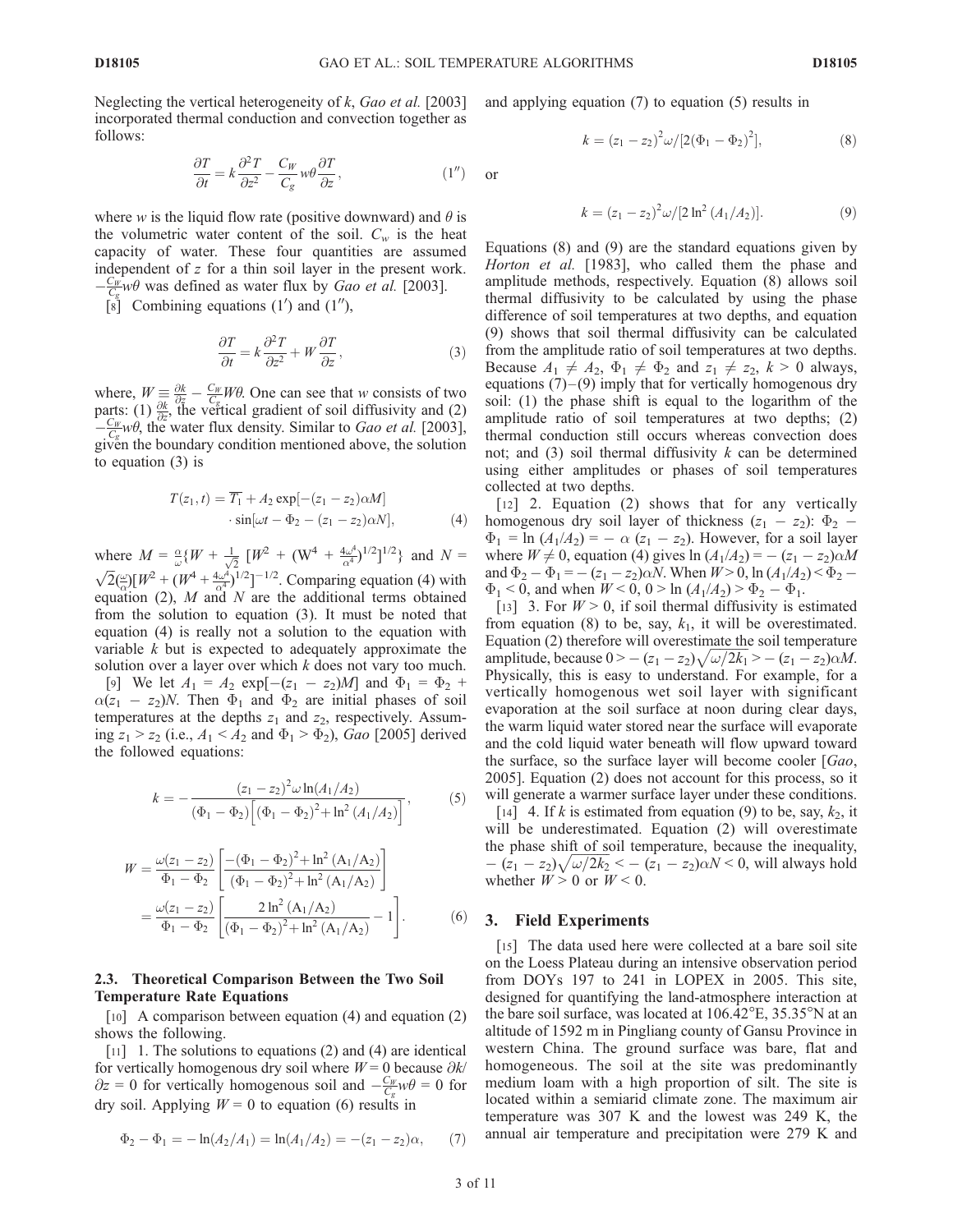Neglecting the vertical heterogeneity of $k$, *Gao et al.* [2003] incorporated thermal conduction and convection together as follows:

$$\frac{\partial T}{\partial t} = k\frac{\partial^2 T}{\partial z^2} - \frac{C_W}{C_g} w\theta \frac{\partial T}{\partial z}, \tag{1''}$$

where $w$ is the liquid flow rate (positive downward) and $\theta$ is the volumetric water content of the soil. $C_w$ is the heat capacity of water. These four quantities are assumed independent of $z$ for a thin soil layer in the present work. $-\frac{C_W}{C_g}w\theta$ was defined as water flux by *Gao et al.* [2003].

[8] Combining equations (1′) and (1″),

$$\frac{\partial T}{\partial t} = k\frac{\partial^2 T}{\partial z^2} + W\frac{\partial T}{\partial z}, \tag{3}$$

where, $W \equiv \frac{\partial k}{\partial z} - \frac{C_W}{C_g}W\theta$. One can see that $w$ consists of two parts: (1) $\frac{\partial k}{\partial z}$, the vertical gradient of soil diffusivity and (2) $-\frac{C_W}{C_g}w\theta$, the water flux density. Similar to *Gao et al.* [2003], given the boundary condition mentioned above, the solution to equation (3) is

$$T(z_1, t) = \overline{T_1} + A_2 \exp[-(z_1 - z_2)\alpha M] \cdot \sin[\omega t - \Phi_2 - (z_1 - z_2)\alpha N], \tag{4}$$

where $M = \frac{\alpha}{\omega}\{W + \frac{1}{\sqrt{2}}[W^2 + (W^4 + \frac{4\omega^4}{\alpha^4})^{1/2}]^{1/2}\}$ and $N = \sqrt{2}(\frac{\omega}{\alpha})[W^2 + (W^4 + \frac{4\omega^4}{\alpha^4})^{1/2}]^{-1/2}$. Comparing equation (4) with equation (2), $M$ and $N$ are the additional terms obtained from the solution to equation (3). It must be noted that equation (4) is really not a solution to the equation with variable $k$ but is expected to adequately approximate the solution over a layer over which $k$ does not vary too much.

[9] We let $A_1 = A_2 \exp[-(z_1 - z_2)M]$ and $\Phi_1 = \Phi_2 + \alpha(z_1 - z_2)N$. Then $\Phi_1$ and $\Phi_2$ are initial phases of soil temperatures at the depths $z_1$ and $z_2$, respectively. Assuming $z_1 > z_2$ (i.e., $A_1 < A_2$ and $\Phi_1 > \Phi_2$), *Gao* [2005] derived the followed equations:

$$k = -\frac{(z_1 - z_2)^2 \omega \ln(A_1/A_2)}{(\Phi_1 - \Phi_2)\left[(\Phi_1 - \Phi_2)^2 + \ln^2(A_1/A_2)\right]}, \tag{5}$$

$$W = \frac{\omega(z_1 - z_2)}{\Phi_1 - \Phi_2}\left[\frac{-(\Phi_1 - \Phi_2)^2 + \ln^2(A_1/A_2)}{(\Phi_1 - \Phi_2)^2 + \ln^2(A_1/A_2)}\right] = \frac{\omega(z_1 - z_2)}{\Phi_1 - \Phi_2}\left[\frac{2\ln^2(A_1/A_2)}{(\Phi_1 - \Phi_2)^2 + \ln^2(A_1/A_2)} - 1\right]. \tag{6}$$

### 2.3. Theoretical Comparison Between the Two Soil Temperature Rate Equations

[10] A comparison between equation (4) and equation (2) shows the following.

[11] 1. The solutions to equations (2) and (4) are identical for vertically homogenous dry soil where $W = 0$ because $\partial k/\partial z = 0$ for vertically homogenous soil and $-\frac{C_W}{C_g}w\theta = 0$ for dry soil. Applying $W = 0$ to equation (6) results in

$$\Phi_2 - \Phi_1 = -\ln(A_2/A_1) = \ln(A_1/A_2) = -(z_1 - z_2)\alpha, \tag{7}$$

and applying equation (7) to equation (5) results in

$$k = (z_1 - z_2)^2\omega/[2(\Phi_1 - \Phi_2)^2], \tag{8}$$

or

$$k = (z_1 - z_2)^2\omega/[2\ln^2(A_1/A_2)]. \tag{9}$$

Equations (8) and (9) are the standard equations given by *Horton et al.* [1983], who called them the phase and amplitude methods, respectively. Equation (8) allows soil thermal diffusivity to be calculated by using the phase difference of soil temperatures at two depths, and equation (9) shows that soil thermal diffusivity can be calculated from the amplitude ratio of soil temperatures at two depths. Because $A_1 \neq A_2$, $\Phi_1 \neq \Phi_2$ and $z_1 \neq z_2$, $k > 0$ always, equations (7)–(9) imply that for vertically homogenous dry soil: (1) the phase shift is equal to the logarithm of the amplitude ratio of soil temperatures at two depths; (2) thermal conduction still occurs whereas convection does not; and (3) soil thermal diffusivity $k$ can be determined using either amplitudes or phases of soil temperatures collected at two depths.

[12] 2. Equation (2) shows that for any vertically homogenous dry soil layer of thickness $(z_1 - z_2)$: $\Phi_2 - \Phi_1 = \ln(A_1/A_2) = -\alpha(z_1 - z_2)$. However, for a soil layer where $W \neq 0$, equation (4) gives $\ln(A_1/A_2) = -(z_1 - z_2)\alpha M$ and $\Phi_2 - \Phi_1 = -(z_1 - z_2)\alpha N$. When $W > 0$, $\ln(A_1/A_2) < \Phi_2 - \Phi_1 < 0$, and when $W < 0$, $0 > \ln(A_1/A_2) > \Phi_2 - \Phi_1$.

[13] 3. For $W > 0$, if soil thermal diffusivity is estimated from equation (8) to be, say, $k_1$, it will be overestimated. Equation (2) therefore will overestimate the soil temperature amplitude, because $0 > -(z_1 - z_2)\sqrt{\omega/2k_1} > -(z_1 - z_2)\alpha M$. Physically, this is easy to understand. For example, for a vertically homogenous wet soil layer with significant evaporation at the soil surface at noon during clear days, the warm liquid water stored near the surface will evaporate and the cold liquid water beneath will flow upward toward the surface, so the surface layer will become cooler [*Gao*, 2005]. Equation (2) does not account for this process, so it will generate a warmer surface layer under these conditions.

[14] 4. If $k$ is estimated from equation (9) to be, say, $k_2$, it will be underestimated. Equation (2) will overestimate the phase shift of soil temperature, because the inequality, $-(z_1 - z_2)\sqrt{\omega/2k_2} < -(z_1 - z_2)\alpha N < 0$, will always hold whether $W > 0$ or $W < 0$.

## 3. Field Experiments

[15] The data used here were collected at a bare soil site on the Loess Plateau during an intensive observation period from DOYs 197 to 241 in LOPEX in 2005. This site, designed for quantifying the land-atmosphere interaction at the bare soil surface, was located at 106.42°E, 35.35°N at an altitude of 1592 m in Pingliang county of Gansu Province in western China. The ground surface was bare, flat and homogeneous. The soil at the site was predominantly medium loam with a high proportion of silt. The site is located within a semiarid climate zone. The maximum air temperature was 307 K and the lowest was 249 K, the annual air temperature and precipitation were 279 K and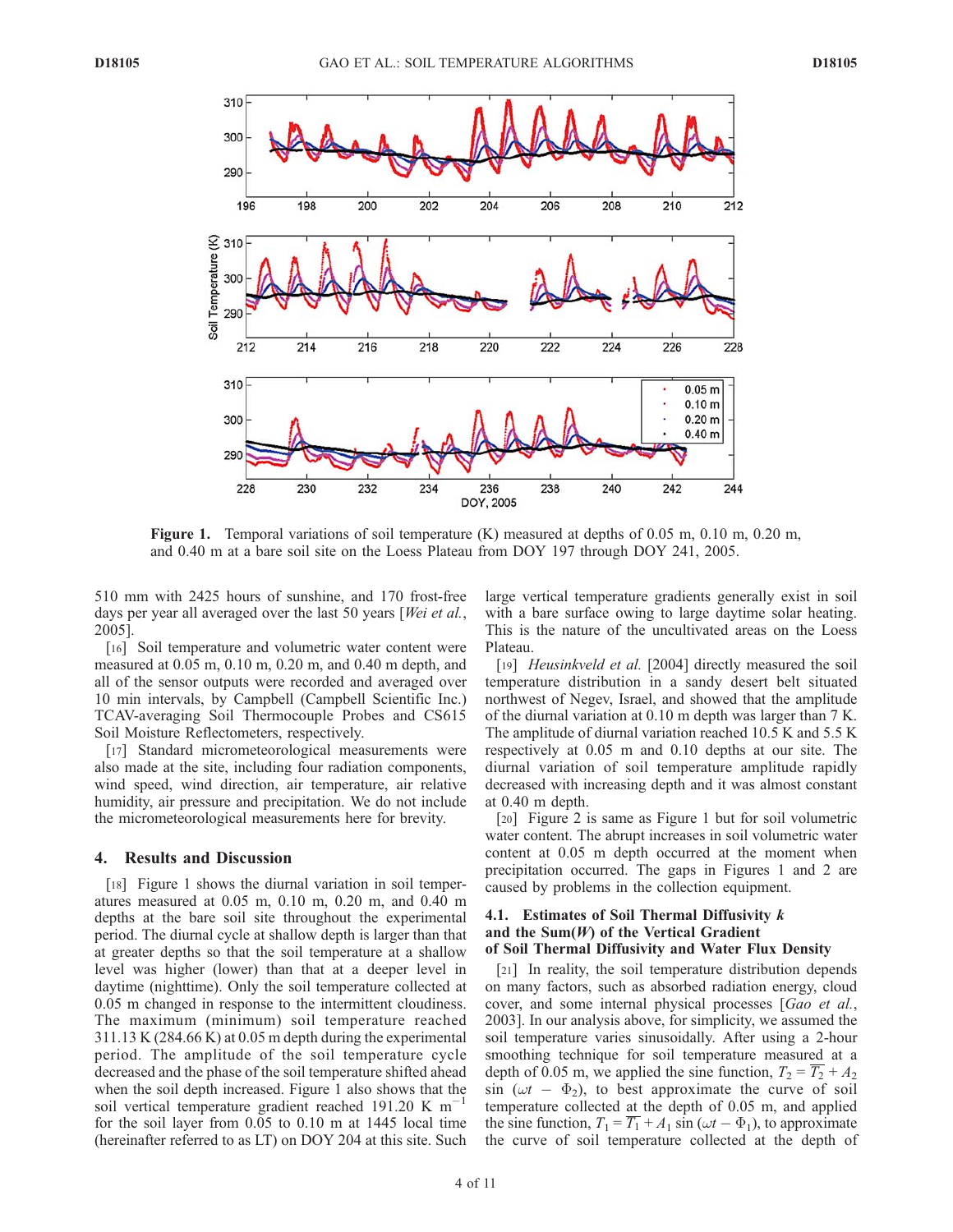**Figure 1.** Temporal variations of soil temperature (K) measured at depths of 0.05 m, 0.10 m, 0.20 m, and 0.40 m at a bare soil site on the Loess Plateau from DOY 197 through DOY 241, 2005.

510 mm with 2425 hours of sunshine, and 170 frost-free days per year all averaged over the last 50 years [*Wei et al.*, 2005].

[16] Soil temperature and volumetric water content were measured at 0.05 m, 0.10 m, 0.20 m, and 0.40 m depth, and all of the sensor outputs were recorded and averaged over 10 min intervals, by Campbell (Campbell Scientific Inc.) TCAV-averaging Soil Thermocouple Probes and CS615 Soil Moisture Reflectometers, respectively.

[17] Standard micrometeorological measurements were also made at the site, including four radiation components, wind speed, wind direction, air temperature, air relative humidity, air pressure and precipitation. We do not include the micrometeorological measurements here for brevity.

## 4. Results and Discussion

[18] Figure 1 shows the diurnal variation in soil temperatures measured at 0.05 m, 0.10 m, 0.20 m, and 0.40 m depths at the bare soil site throughout the experimental period. The diurnal cycle at shallow depth is larger than that at greater depths so that the soil temperature at a shallow level was higher (lower) than that at a deeper level in daytime (nighttime). Only the soil temperature collected at 0.05 m changed in response to the intermittent cloudiness. The maximum (minimum) soil temperature reached 311.13 K (284.66 K) at 0.05 m depth during the experimental period. The amplitude of the soil temperature cycle decreased and the phase of the soil temperature shifted ahead when the soil depth increased. Figure 1 also shows that the soil vertical temperature gradient reached 191.20 K $m^{-1}$ for the soil layer from 0.05 to 0.10 m at 1445 local time (hereinafter referred to as LT) on DOY 204 at this site. Such large vertical temperature gradients generally exist in soil with a bare surface owing to large daytime solar heating. This is the nature of the uncultivated areas on the Loess Plateau.

[19] *Heusinkveld et al.* [2004] directly measured the soil temperature distribution in a sandy desert belt situated northwest of Negev, Israel, and showed that the amplitude of the diurnal variation at 0.10 m depth was larger than 7 K. The amplitude of diurnal variation reached 10.5 K and 5.5 K respectively at 0.05 m and 0.10 depths at our site. The diurnal variation of soil temperature amplitude rapidly decreased with increasing depth and it was almost constant at 0.40 m depth.

[20] Figure 2 is same as Figure 1 but for soil volumetric water content. The abrupt increases in soil volumetric water content at 0.05 m depth occurred at the moment when precipitation occurred. The gaps in Figures 1 and 2 are caused by problems in the collection equipment.

### 4.1. Estimates of Soil Thermal Diffusivity *k* and the Sum(*W*) of the Vertical Gradient of Soil Thermal Diffusivity and Water Flux Density

[21] In reality, the soil temperature distribution depends on many factors, such as absorbed radiation energy, cloud cover, and some internal physical processes [*Gao et al.*, 2003]. In our analysis above, for simplicity, we assumed the soil temperature varies sinusoidally. After using a 2-hour smoothing technique for soil temperature measured at a depth of 0.05 m, we applied the sine function, $T_2 = \overline{T_2} + A_2 \sin(\omega t - \Phi_2)$, to best approximate the curve of soil temperature collected at the depth of 0.05 m, and applied the sine function, $T_1 = \overline{T_1} + A_1 \sin(\omega t - \Phi_1)$, to approximate the curve of soil temperature collected at the depth of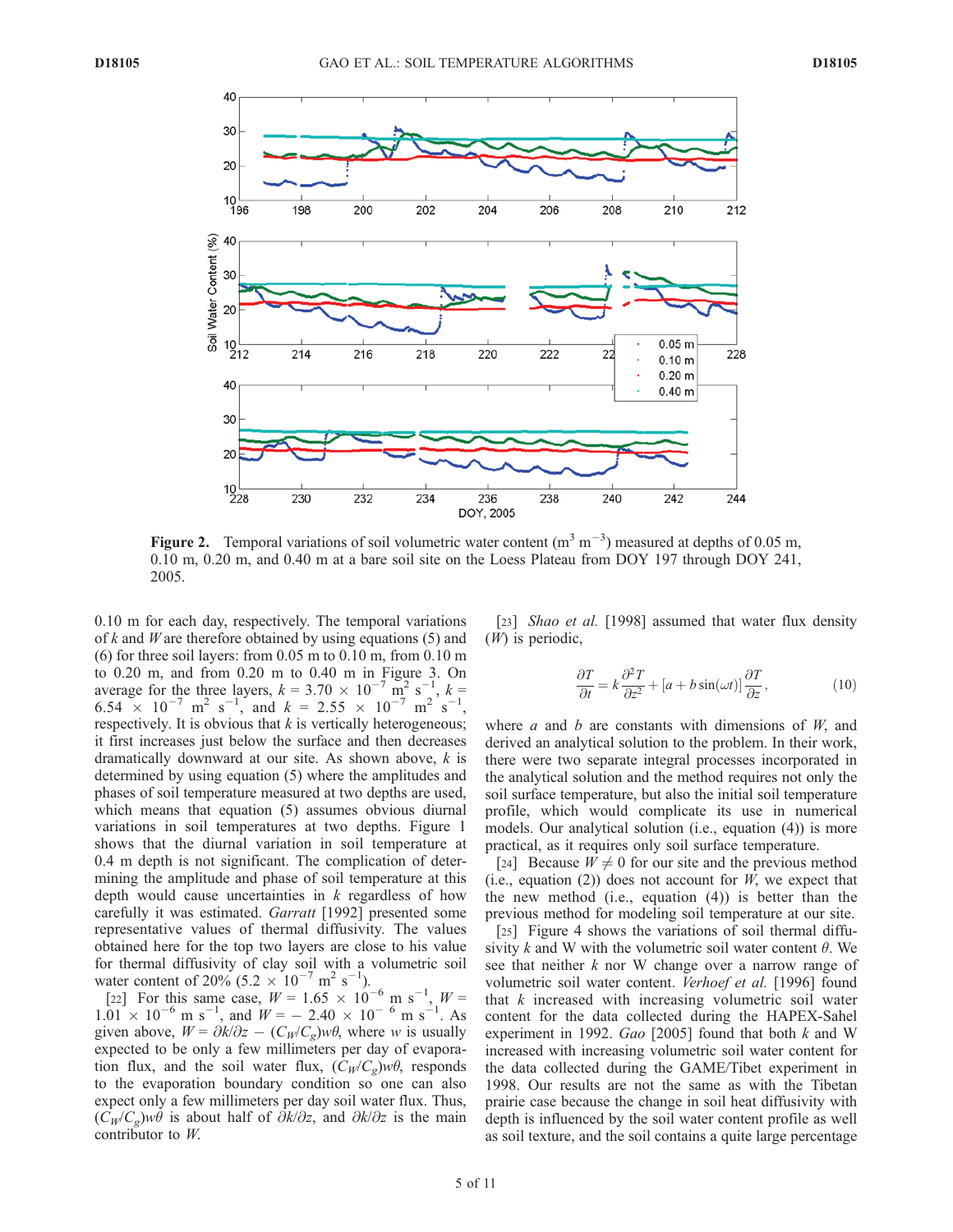**Figure 2.** Temporal variations of soil volumetric water content ($m^3\ m^{-3}$) measured at depths of 0.05 m, 0.10 m, 0.20 m, and 0.40 m at a bare soil site on the Loess Plateau from DOY 197 through DOY 241, 2005.

0.10 m for each day, respectively. The temporal variations of $k$ and $W$ are therefore obtained by using equations (5) and (6) for three soil layers: from 0.05 m to 0.10 m, from 0.10 m to 0.20 m, and from 0.20 m to 0.40 m in Figure 3. On average for the three layers, $k = 3.70 \times 10^{-7}\ m^2\ s^{-1}$, $k = 6.54 \times 10^{-7}\ m^2\ s^{-1}$, and $k = 2.55 \times 10^{-7}\ m^2\ s^{-1}$, respectively. It is obvious that $k$ is vertically heterogeneous; it first increases just below the surface and then decreases dramatically downward at our site. As shown above, $k$ is determined by using equation (5) where the amplitudes and phases of soil temperature measured at two depths are used, which means that equation (5) assumes obvious diurnal variations in soil temperatures at two depths. Figure 1 shows that the diurnal variation in soil temperature at 0.4 m depth is not significant. The complication of determining the amplitude and phase of soil temperature at this depth would cause uncertainties in $k$ regardless of how carefully it was estimated. *Garratt* [1992] presented some representative values of thermal diffusivity. The values obtained here for the top two layers are close to his value for thermal diffusivity of clay soil with a volumetric soil water content of 20% ($5.2 \times 10^{-7}\ m^2\ s^{-1}$).

[22] For this same case, $W = 1.65 \times 10^{-6}\ m\ s^{-1}$, $W = 1.01 \times 10^{-6}\ m\ s^{-1}$, and $W = -2.40 \times 10^{-6}\ m\ s^{-1}$. As given above, $W = \partial k/\partial z - (C_W/C_g)w\theta$, where $w$ is usually expected to be only a few millimeters per day of evaporation flux, and the soil water flux, $(C_W/C_g)w\theta$, responds to the evaporation boundary condition so one can also expect only a few millimeters per day soil water flux. Thus, $(C_W/C_g)w\theta$ is about half of $\partial k/\partial z$, and $\partial k/\partial z$ is the main contributor to $W$.

[23] *Shao et al.* [1998] assumed that water flux density ($W$) is periodic,

$$\frac{\partial T}{\partial t} = k\frac{\partial^2 T}{\partial z^2} + [a + b\sin(\omega t)]\frac{\partial T}{\partial z}, \tag{10}$$

where $a$ and $b$ are constants with dimensions of $W$, and derived an analytical solution to the problem. In their work, there were two separate integral processes incorporated in the analytical solution and the method requires not only the soil surface temperature, but also the initial soil temperature profile, which would complicate its use in numerical models. Our analytical solution (i.e., equation (4)) is more practical, as it requires only soil surface temperature.

[24] Because $W \neq 0$ for our site and the previous method (i.e., equation (2)) does not account for $W$, we expect that the new method (i.e., equation (4)) is better than the previous method for modeling soil temperature at our site.

[25] Figure 4 shows the variations of soil thermal diffusivity $k$ and W with the volumetric soil water content $\theta$. We see that neither $k$ nor W change over a narrow range of volumetric soil water content. *Verhoef et al.* [1996] found that $k$ increased with increasing volumetric soil water content for the data collected during the HAPEX-Sahel experiment in 1992. *Gao* [2005] found that both $k$ and W increased with increasing volumetric soil water content for the data collected during the GAME/Tibet experiment in 1998. Our results are not the same as with the Tibetan prairie case because the change in soil heat diffusivity with depth is influenced by the soil water content profile as well as soil texture, and the soil contains a quite large percentage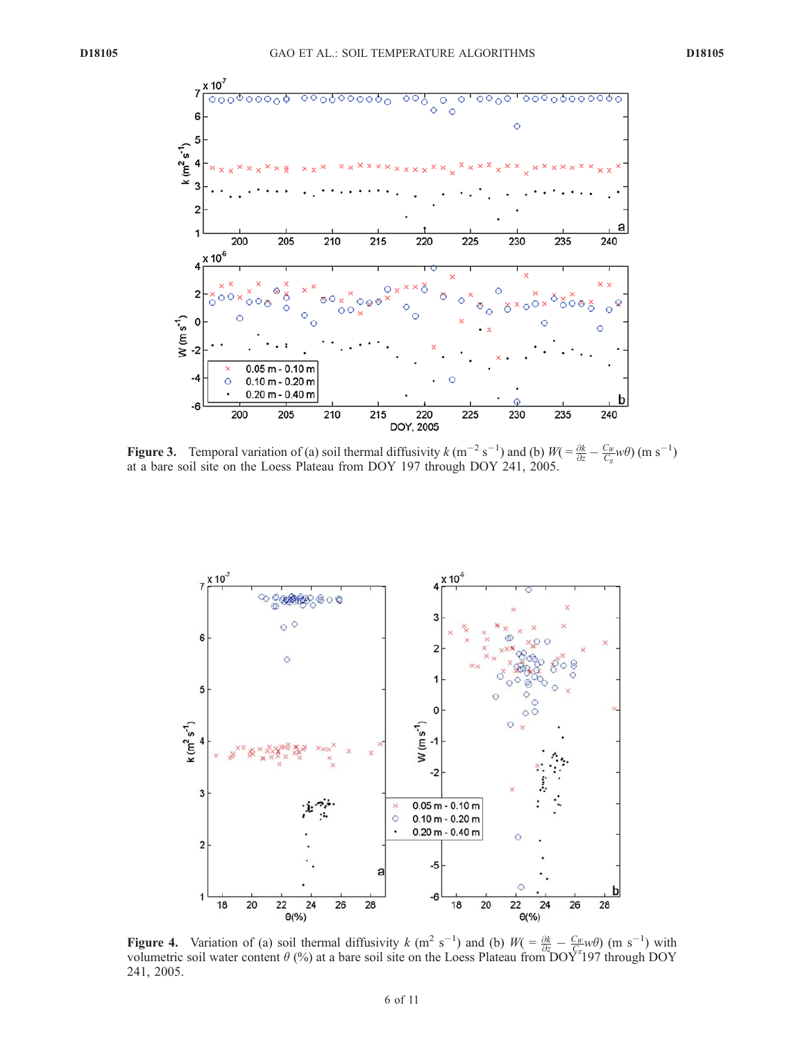**Figure 3.** Temporal variation of (a) soil thermal diffusivity $k$ ($m^{-2}$ $s^{-1}$) and (b) $W(= \frac{\partial k}{\partial z} - \frac{C_W}{C_g} w\theta)$ (m $s^{-1}$) at a bare soil site on the Loess Plateau from DOY 197 through DOY 241, 2005.

**Figure 4.** Variation of (a) soil thermal diffusivity $k$ ($m^2$ $s^{-1}$) and (b) $W(= \frac{\partial k}{\partial z} - \frac{C_W}{C_g} w\theta)$ (m $s^{-1}$) with volumetric soil water content $\theta$ (%) at a bare soil site on the Loess Plateau from DOY 197 through DOY 241, 2005.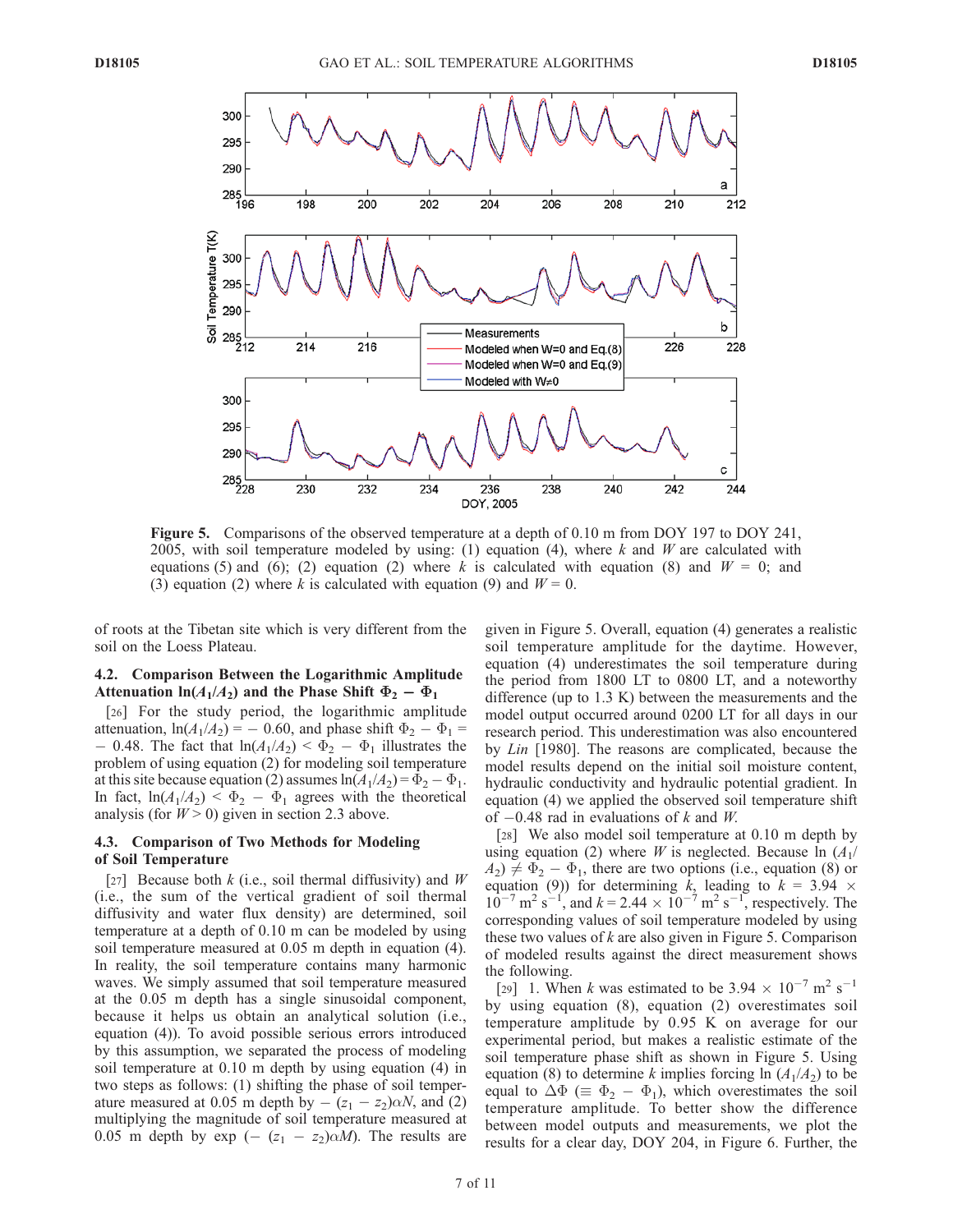**Figure 5.** Comparisons of the observed temperature at a depth of 0.10 m from DOY 197 to DOY 241, 2005, with soil temperature modeled by using: (1) equation (4), where $k$ and $W$ are calculated with equations (5) and (6); (2) equation (2) where $k$ is calculated with equation (8) and $W = 0$; and (3) equation (2) where $k$ is calculated with equation (9) and $W = 0$.

of roots at the Tibetan site which is very different from the soil on the Loess Plateau.

### 4.2. Comparison Between the Logarithmic Amplitude Attenuation $\ln(A_1/A_2)$ and the Phase Shift $\Phi_2 - \Phi_1$

[26] For the study period, the logarithmic amplitude attenuation, $\ln(A_1/A_2) = -0.60$, and phase shift $\Phi_2 - \Phi_1 = -0.48$. The fact that $\ln(A_1/A_2) < \Phi_2 - \Phi_1$ illustrates the problem of using equation (2) for modeling soil temperature at this site because equation (2) assumes $\ln(A_1/A_2) = \Phi_2 - \Phi_1$. In fact, $\ln(A_1/A_2) < \Phi_2 - \Phi_1$ agrees with the theoretical analysis (for $W > 0$) given in section 2.3 above.

### 4.3. Comparison of Two Methods for Modeling of Soil Temperature

[27] Because both $k$ (i.e., soil thermal diffusivity) and $W$ (i.e., the sum of the vertical gradient of soil thermal diffusivity and water flux density) are determined, soil temperature at a depth of 0.10 m can be modeled by using soil temperature measured at 0.05 m depth in equation (4). In reality, the soil temperature contains many harmonic waves. We simply assumed that soil temperature measured at the 0.05 m depth has a single sinusoidal component, because it helps us obtain an analytical solution (i.e., equation (4)). To avoid possible serious errors introduced by this assumption, we separated the process of modeling soil temperature at 0.10 m depth by using equation (4) in two steps as follows: (1) shifting the phase of soil temperature measured at 0.05 m depth by $-(z_1 - z_2)\alpha N$, and (2) multiplying the magnitude of soil temperature measured at 0.05 m depth by $\exp(-(z_1 - z_2)\alpha M)$. The results are given in Figure 5. Overall, equation (4) generates a realistic soil temperature amplitude for the daytime. However, equation (4) underestimates the soil temperature during the period from 1800 LT to 0800 LT, and a noteworthy difference (up to 1.3 K) between the measurements and the model output occurred around 0200 LT for all days in our research period. This underestimation was also encountered by *Lin* [1980]. The reasons are complicated, because the model results depend on the initial soil moisture content, hydraulic conductivity and hydraulic potential gradient. In equation (4) we applied the observed soil temperature shift of $-0.48$ rad in evaluations of $k$ and $W$.

[28] We also model soil temperature at 0.10 m depth by using equation (2) where $W$ is neglected. Because $\ln(A_1/A_2) \neq \Phi_2 - \Phi_1$, there are two options (i.e., equation (8) or equation (9)) for determining $k$, leading to $k = 3.94 \times 10^{-7}$ m$^2$ s$^{-1}$, and $k = 2.44 \times 10^{-7}$ m$^2$ s$^{-1}$, respectively. The corresponding values of soil temperature modeled by using these two values of $k$ are also given in Figure 5. Comparison of modeled results against the direct measurement shows the following.

[29] 1. When $k$ was estimated to be $3.94 \times 10^{-7}$ m$^2$ s$^{-1}$ by using equation (8), equation (2) overestimates soil temperature amplitude by 0.95 K on average for our experimental period, but makes a realistic estimate of the soil temperature phase shift as shown in Figure 5. Using equation (8) to determine $k$ implies forcing $\ln(A_1/A_2)$ to be equal to $\Delta\Phi$ ($\equiv \Phi_2 - \Phi_1$), which overestimates the soil temperature amplitude. To better show the difference between model outputs and measurements, we plot the results for a clear day, DOY 204, in Figure 6. Further, the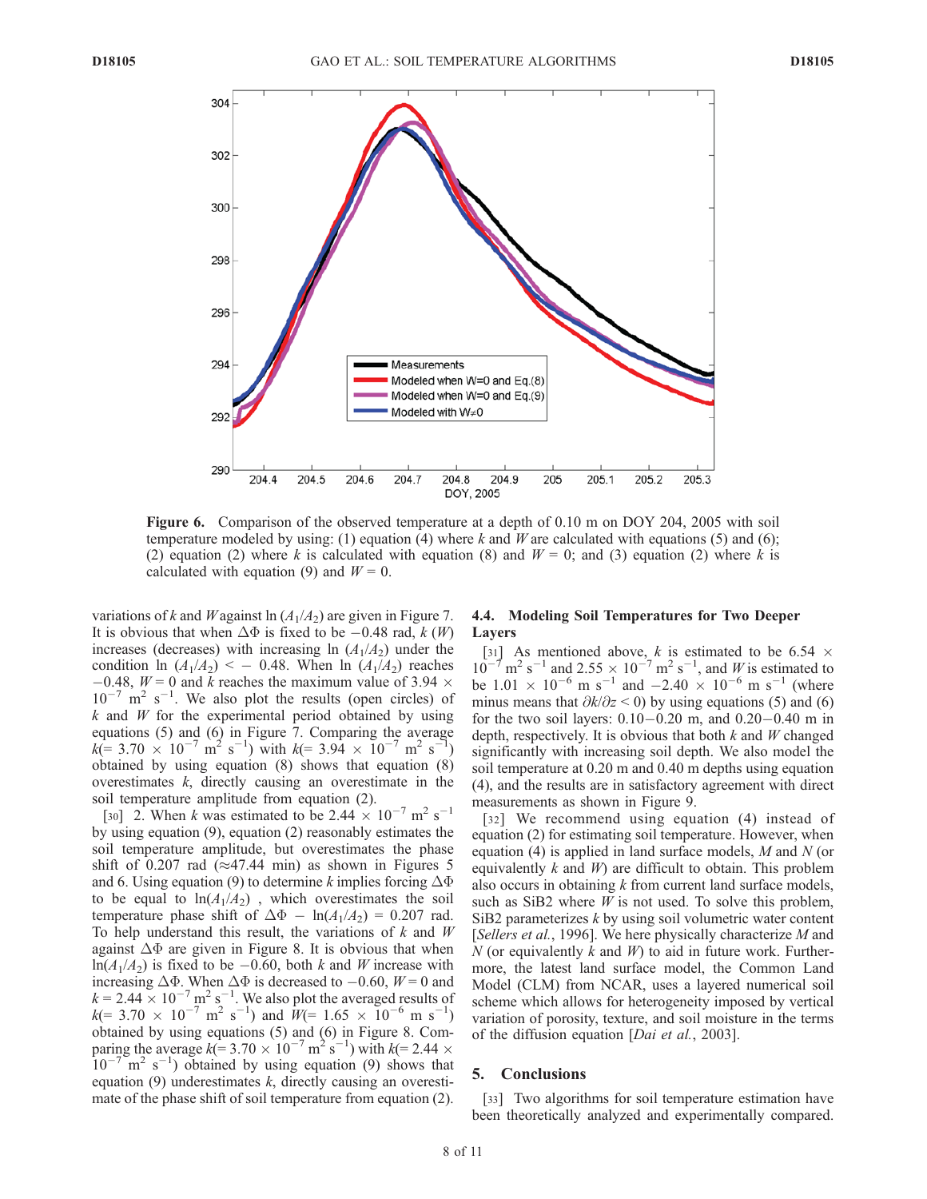**Figure 6.** Comparison of the observed temperature at a depth of 0.10 m on DOY 204, 2005 with soil temperature modeled by using: (1) equation (4) where $k$ and $W$ are calculated with equations (5) and (6); (2) equation (2) where $k$ is calculated with equation (8) and $W = 0$; and (3) equation (2) where $k$ is calculated with equation (9) and $W = 0$.

variations of $k$ and $W$ against $\ln(A_1/A_2)$ are given in Figure 7. It is obvious that when $\Delta\Phi$ is fixed to be $-0.48$ rad, $k$ ($W$) increases (decreases) with increasing $\ln(A_1/A_2)$ under the condition $\ln(A_1/A_2) < -0.48$. When $\ln(A_1/A_2)$ reaches $-0.48$, $W = 0$ and $k$ reaches the maximum value of $3.94 \times 10^{-7}$ m$^2$ s$^{-1}$. We also plot the results (open circles) of $k$ and $W$ for the experimental period obtained by using equations (5) and (6) in Figure 7. Comparing the average $k$(= $3.70 \times 10^{-7}$ m$^2$ s$^{-1}$) with $k$(= $3.94 \times 10^{-7}$ m$^2$ s$^{-1}$) obtained by using equation (8) shows that equation (8) overestimates $k$, directly causing an overestimate in the soil temperature amplitude from equation (2).

[30] 2. When $k$ was estimated to be $2.44 \times 10^{-7}$ m$^2$ s$^{-1}$ by using equation (9), equation (2) reasonably estimates the soil temperature amplitude, but overestimates the phase shift of 0.207 rad ($\approx$47.44 min) as shown in Figures 5 and 6. Using equation (9) to determine $k$ implies forcing $\Delta\Phi$ to be equal to $\ln(A_1/A_2)$, which overestimates the soil temperature phase shift of $\Delta\Phi - \ln(A_1/A_2) = 0.207$ rad. To help understand this result, the variations of $k$ and $W$ against $\Delta\Phi$ are given in Figure 8. It is obvious that when $\ln(A_1/A_2)$ is fixed to be $-0.60$, both $k$ and $W$ increase with increasing $\Delta\Phi$. When $\Delta\Phi$ is decreased to $-0.60$, $W = 0$ and $k = 2.44 \times 10^{-7}$ m$^2$ s$^{-1}$. We also plot the averaged results of $k$(= $3.70 \times 10^{-7}$ m$^2$ s$^{-1}$) and $W$(= $1.65 \times 10^{-6}$ m s$^{-1}$) obtained by using equations (5) and (6) in Figure 8. Comparing the average $k$(= $3.70 \times 10^{-7}$ m$^2$ s$^{-1}$) with $k$(= $2.44 \times 10^{-7}$ m$^2$ s$^{-1}$) obtained by using equation (9) shows that equation (9) underestimates $k$, directly causing an overestimate of the phase shift of soil temperature from equation (2).

### 4.4. Modeling Soil Temperatures for Two Deeper Layers

[31] As mentioned above, $k$ is estimated to be $6.54 \times 10^{-7}$ m$^2$ s$^{-1}$ and $2.55 \times 10^{-7}$ m$^2$ s$^{-1}$, and $W$ is estimated to be $1.01 \times 10^{-6}$ m s$^{-1}$ and $-2.40 \times 10^{-6}$ m s$^{-1}$ (where minus means that $\partial k/\partial z < 0$) by using equations (5) and (6) for the two soil layers: 0.10–0.20 m, and 0.20–0.40 m in depth, respectively. It is obvious that both $k$ and $W$ changed significantly with increasing soil depth. We also model the soil temperature at 0.20 m and 0.40 m depths using equation (4), and the results are in satisfactory agreement with direct measurements as shown in Figure 9.

[32] We recommend using equation (4) instead of equation (2) for estimating soil temperature. However, when equation (4) is applied in land surface models, $M$ and $N$ (or equivalently $k$ and $W$) are difficult to obtain. This problem also occurs in obtaining $k$ from current land surface models, such as SiB2 where $W$ is not used. To solve this problem, SiB2 parameterizes $k$ by using soil volumetric water content [*Sellers et al.*, 1996]. We here physically characterize $M$ and $N$ (or equivalently $k$ and $W$) to aid in future work. Furthermore, the latest land surface model, the Common Land Model (CLM) from NCAR, uses a layered numerical soil scheme which allows for heterogeneity imposed by vertical variation of porosity, texture, and soil moisture in the terms of the diffusion equation [*Dai et al.*, 2003].

## 5. Conclusions

[33] Two algorithms for soil temperature estimation have been theoretically analyzed and experimentally compared.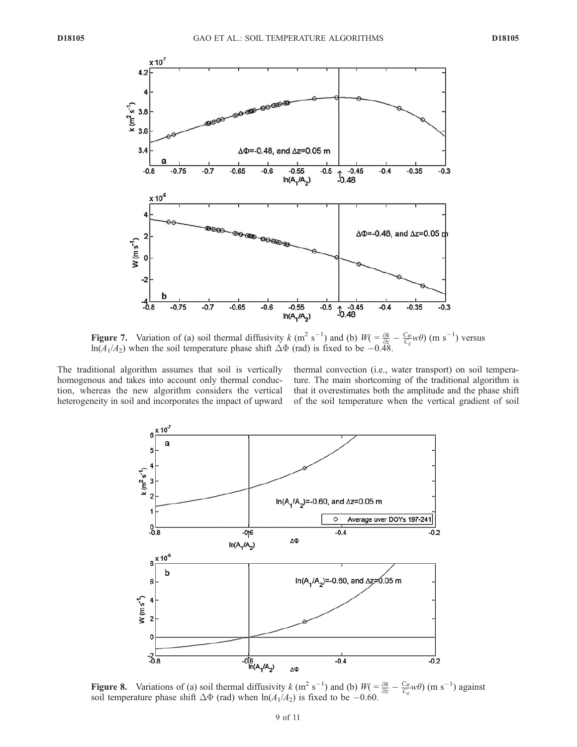**Figure 7.** Variation of (a) soil thermal diffusivity $k$ ($m^2$ $s^{-1}$) and (b) $W(=\frac{\partial k}{\partial z} - \frac{C_W}{C_g} w\theta)$ (m $s^{-1}$) versus $\ln(A_1/A_2)$ when the soil temperature phase shift $\Delta\Phi$ (rad) is fixed to be $-0.48$.

The traditional algorithm assumes that soil is vertically homogenous and takes into account only thermal conduction, whereas the new algorithm considers the vertical heterogeneity in soil and incorporates the impact of upward thermal convection (i.e., water transport) on soil temperature. The main shortcoming of the traditional algorithm is that it overestimates both the amplitude and the phase shift of the soil temperature when the vertical gradient of soil

**Figure 8.** Variations of (a) soil thermal diffusivity $k$ ($m^2$ $s^{-1}$) and (b) $W(=\frac{\partial k}{\partial z} - \frac{C_W}{C_g} w\theta)$ (m $s^{-1}$) against soil temperature phase shift $\Delta\Phi$ (rad) when $\ln(A_1/A_2)$ is fixed to be $-0.60$.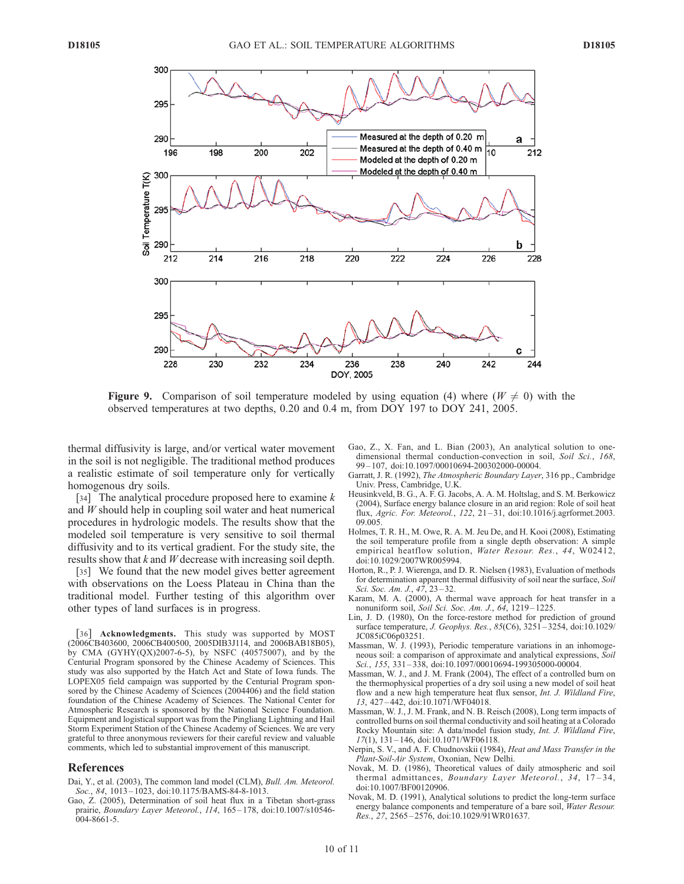**Figure 9.** Comparison of soil temperature modeled by using equation (4) where ($W \neq 0$) with the observed temperatures at two depths, 0.20 and 0.4 m, from DOY 197 to DOY 241, 2005.

thermal diffusivity is large, and/or vertical water movement in the soil is not negligible. The traditional method produces a realistic estimate of soil temperature only for vertically homogenous dry soils.

[34] The analytical procedure proposed here to examine $k$ and $W$ should help in coupling soil water and heat numerical procedures in hydrologic models. The results show that the modeled soil temperature is very sensitive to soil thermal diffusivity and to its vertical gradient. For the study site, the results show that $k$ and $W$ decrease with increasing soil depth.

[35] We found that the new model gives better agreement with observations on the Loess Plateau in China than the traditional model. Further testing of this algorithm over other types of land surfaces is in progress.

[36] **Acknowledgments.** This study was supported by MOST (2006CB403600, 2006CB400500, 2005DIB3J114, and 2006BAB18B05), by CMA (GYHY(QX)2007-6-5), by NSFC (40575007), and by the Centurial Program sponsored by the Chinese Academy of Sciences. This study was also supported by the Hatch Act and State of Iowa funds. The LOPEX05 field campaign was supported by the Centurial Program sponsored by the Chinese Academy of Sciences (2004406) and the field station foundation of the Chinese Academy of Sciences. The National Center for Atmospheric Research is sponsored by the National Science Foundation. Equipment and logistical support was from the Pingliang Lightning and Hail Storm Experiment Station of the Chinese Academy of Sciences. We are very grateful to three anonymous reviewers for their careful review and valuable comments, which led to substantial improvement of this manuscript.

## References

Dai, Y., et al. (2003), The common land model (CLM), *Bull. Am. Meteorol. Soc.*, *84*, 1013–1023, doi:10.1175/BAMS-84-8-1013.

Gao, Z. (2005), Determination of soil heat flux in a Tibetan short-grass prairie, *Boundary Layer Meteorol.*, *114*, 165–178, doi:10.1007/s10546-004-8661-5.

Gao, Z., X. Fan, and L. Bian (2003), An analytical solution to one-dimensional thermal conduction-convection in soil, *Soil Sci.*, *168*, 99–107, doi:10.1097/00010694-200302000-00004.

Garratt, J. R. (1992), *The Atmospheric Boundary Layer*, 316 pp., Cambridge Univ. Press, Cambridge, U.K.

Heusinkveld, B. G., A. F. G. Jacobs, A. A. M. Holtslag, and S. M. Berkowicz (2004), Surface energy balance closure in an arid region: Role of soil heat flux, *Agric. For. Meteorol.*, *122*, 21–31, doi:10.1016/j.agrformet.2003.09.005.

Holmes, T. R. H., M. Owe, R. A. M. Jeu De, and H. Kooi (2008), Estimating the soil temperature profile from a single depth observation: A simple empirical heatflow solution, *Water Resour. Res.*, *44*, W02412, doi:10.1029/2007WR005994.

Horton, R., P. J. Wierenga, and D. R. Nielsen (1983), Evaluation of methods for determination apparent thermal diffusivity of soil near the surface, *Soil Sci. Soc. Am. J.*, *47*, 23–32.

Karam, M. A. (2000), A thermal wave approach for heat transfer in a nonuniform soil, *Soil Sci. Soc. Am. J.*, *64*, 1219–1225.

Lin, J. D. (1980), On the force-restore method for prediction of ground surface temperature, *J. Geophys. Res.*, *85*(C6), 3251–3254, doi:10.1029/JC085iC06p03251.

Massman, W. J. (1993), Periodic temperature variations in an inhomogeneous soil: a comparison of approximate and analytical expressions, *Soil Sci.*, *155*, 331–338, doi:10.1097/00010694-199305000-00004.

Massman, W. J., and J. M. Frank (2004), The effect of a controlled burn on the thermophysical properties of a dry soil using a new model of soil heat flow and a new high temperature heat flux sensor, *Int. J. Wildland Fire*, *13*, 427–442, doi:10.1071/WF04018.

Massman, W. J., J. M. Frank, and N. B. Reisch (2008), Long term impacts of controlled burns on soil thermal conductivity and soil heating at a Colorado Rocky Mountain site: A data/model fusion study, *Int. J. Wildland Fire*, *17*(1), 131–146, doi:10.1071/WF06118.

Nerpin, S. V., and A. F. Chudnovskii (1984), *Heat and Mass Transfer in the Plant-Soil-Air System*, Oxonian, New Delhi.

Novak, M. D. (1986), Theoretical values of daily atmospheric and soil thermal admittances, *Boundary Layer Meteorol.*, *34*, 17–34, doi:10.1007/BF00120906.

Novak, M. D. (1991), Analytical solutions to predict the long-term surface energy balance components and temperature of a bare soil, *Water Resour. Res.*, *27*, 2565–2576, doi:10.1029/91WR01637.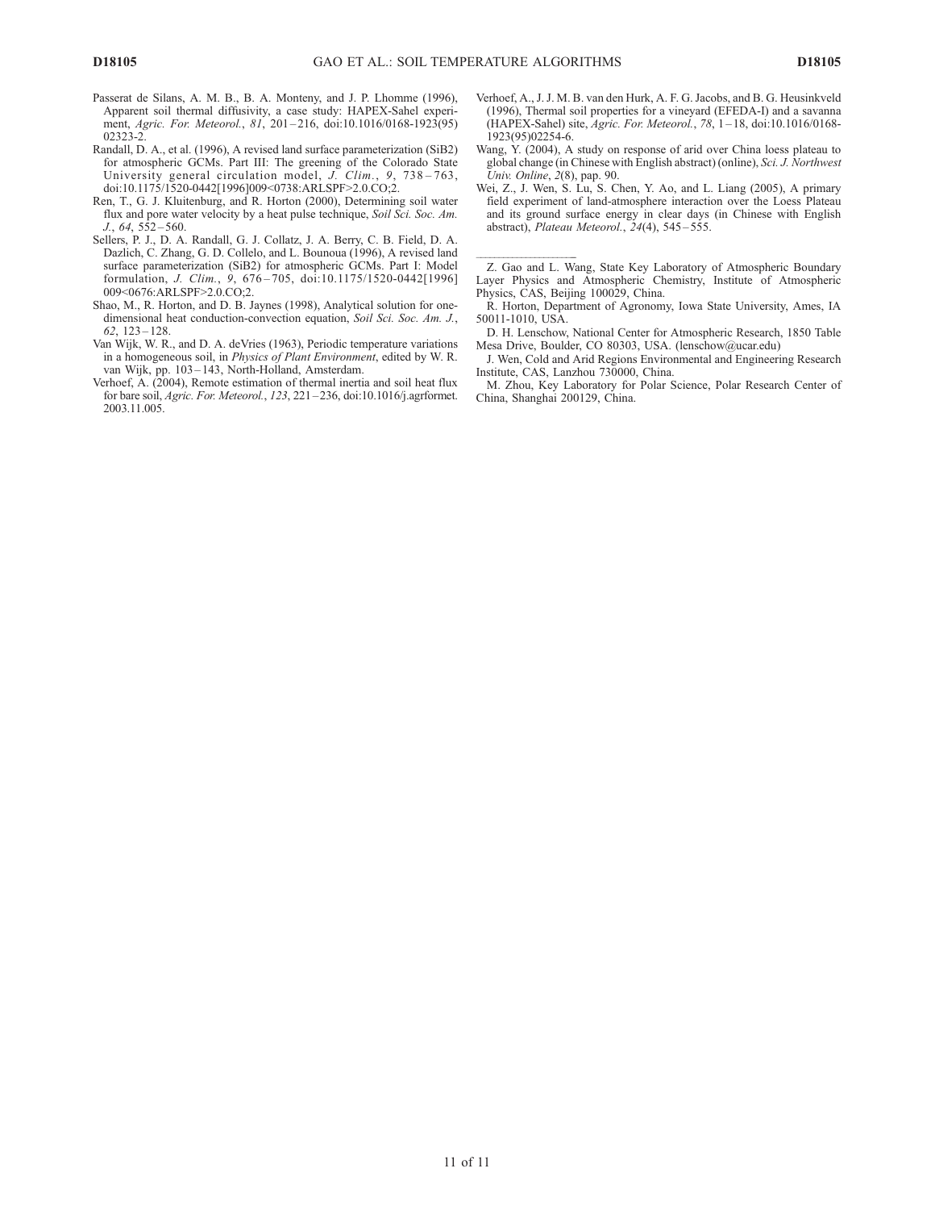Passerat de Silans, A. M. B., B. A. Monteny, and J. P. Lhomme (1996), Apparent soil thermal diffusivity, a case study: HAPEX-Sahel experiment, *Agric. For. Meteorol.*, *81*, 201–216, doi:10.1016/0168-1923(95)02323-2.

Randall, D. A., et al. (1996), A revised land surface parameterization (SiB2) for atmospheric GCMs. Part III: The greening of the Colorado State University general circulation model, *J. Clim.*, *9*, 738–763, doi:10.1175/1520-0442[1996]009<0738:ARLSPF>2.0.CO;2.

Ren, T., G. J. Kluitenburg, and R. Horton (2000), Determining soil water flux and pore water velocity by a heat pulse technique, *Soil Sci. Soc. Am. J.*, *64*, 552–560.

Sellers, P. J., D. A. Randall, G. J. Collatz, J. A. Berry, C. B. Field, D. A. Dazlich, C. Zhang, G. D. Collelo, and L. Bounoua (1996), A revised land surface parameterization (SiB2) for atmospheric GCMs. Part I: Model formulation, *J. Clim.*, *9*, 676–705, doi:10.1175/1520-0442[1996]009<0676:ARLSPF>2.0.CO;2.

Shao, M., R. Horton, and D. B. Jaynes (1998), Analytical solution for one-dimensional heat conduction-convection equation, *Soil Sci. Soc. Am. J.*, *62*, 123–128.

Van Wijk, W. R., and D. A. deVries (1963), Periodic temperature variations in a homogeneous soil, in *Physics of Plant Environment*, edited by W. R. van Wijk, pp. 103–143, North-Holland, Amsterdam.

Verhoef, A. (2004), Remote estimation of thermal inertia and soil heat flux for bare soil, *Agric. For. Meteorol.*, *123*, 221–236, doi:10.1016/j.agrformet.2003.11.005.

Verhoef, A., J. J. M. B. van den Hurk, A. F. G. Jacobs, and B. G. Heusinkveld (1996), Thermal soil properties for a vineyard (EFEDA-I) and a savanna (HAPEX-Sahel) site, *Agric. For. Meteorol.*, *78*, 1–18, doi:10.1016/0168-1923(95)02254-6.

Wang, Y. (2004), A study on response of arid over China loess plateau to global change (in Chinese with English abstract) (online), *Sci. J. Northwest Univ. Online*, *2*(8), pap. 90.

Wei, Z., J. Wen, S. Lu, S. Chen, Y. Ao, and L. Liang (2005), A primary field experiment of land-atmosphere interaction over the Loess Plateau and its ground surface energy in clear days (in Chinese with English abstract), *Plateau Meteorol.*, *24*(4), 545–555.

---

Z. Gao and L. Wang, State Key Laboratory of Atmospheric Boundary Layer Physics and Atmospheric Chemistry, Institute of Atmospheric Physics, CAS, Beijing 100029, China.

R. Horton, Department of Agronomy, Iowa State University, Ames, IA 50011-1010, USA.

D. H. Lenschow, National Center for Atmospheric Research, 1850 Table Mesa Drive, Boulder, CO 80303, USA. (lenschow@ucar.edu)

J. Wen, Cold and Arid Regions Environmental and Engineering Research Institute, CAS, Lanzhou 730000, China.

M. Zhou, Key Laboratory for Polar Science, Polar Research Center of China, Shanghai 200129, China.